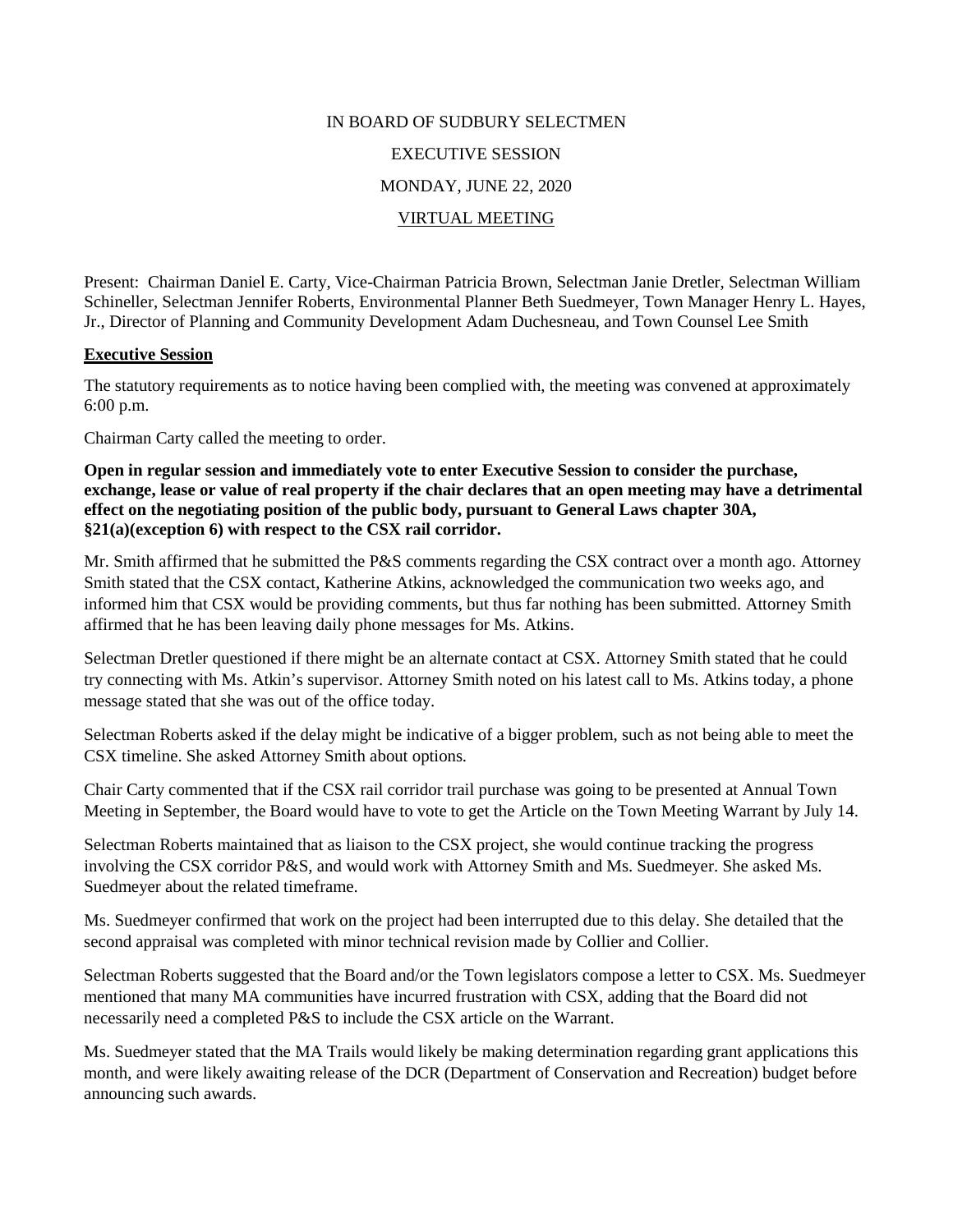IN BOARD OF SUDBURY SELECTMEN

EXECUTIVE SESSION

MONDAY, JUNE 22, 2020

VIRTUAL MEETING

Present: Chairman Daniel E. Carty, Vice-Chairman Patricia Brown, Selectman Janie Dretler, Selectman William Schineller, Selectman Jennifer Roberts, Environmental Planner Beth Suedmeyer, Town Manager Henry L. Hayes, Jr., Director of Planning and Community Development Adam Duchesneau, and Town Counsel Lee Smith

**Executive Session**

The statutory requirements as to notice having been complied with, the meeting was convened at approximately 6:00 p.m.

Chairman Carty called the meeting to order.

**Open in regular session and immediately vote to enter Executive Session to consider the purchase, exchange, lease or value of real property if the chair declares that an open meeting may have a detrimental effect on the negotiating position of the public body, pursuant to General Laws chapter 30A, §21(a)(exception 6) with respect to the CSX rail corridor.**

Mr. Smith affirmed that he submitted the P&S comments regarding the CSX contract over a month ago. Attorney Smith stated that the CSX contact, Katherine Atkins, acknowledged the communication two weeks ago, and informed him that CSX would be providing comments, but thus far nothing has been submitted. Attorney Smith affirmed that he has been leaving daily phone messages for Ms. Atkins.

Selectman Dretler questioned if there might be an alternate contact at CSX. Attorney Smith stated that he could try connecting with Ms. Atkin's supervisor. Attorney Smith noted on his latest call to Ms. Atkins today, a phone message stated that she was out of the office today.

Selectman Roberts asked if the delay might be indicative of a bigger problem, such as not being able to meet the CSX timeline. She asked Attorney Smith about options.

Chair Carty commented that if the CSX rail corridor trail purchase was going to be presented at Annual Town Meeting in September, the Board would have to vote to get the Article on the Town Meeting Warrant by July 14.

Selectman Roberts maintained that as liaison to the CSX project, she would continue tracking the progress involving the CSX corridor P&S, and would work with Attorney Smith and Ms. Suedmeyer. She asked Ms. Suedmeyer about the related timeframe.

Ms. Suedmeyer confirmed that work on the project had been interrupted due to this delay. She detailed that the second appraisal was completed with minor technical revision made by Collier and Collier.

Selectman Roberts suggested that the Board and/or the Town legislators compose a letter to CSX. Ms. Suedmeyer mentioned that many MA communities have incurred frustration with CSX, adding that the Board did not necessarily need a completed P&S to include the CSX article on the Warrant.

Ms. Suedmeyer stated that the MA Trails would likely be making determination regarding grant applications this month, and were likely awaiting release of the DCR (Department of Conservation and Recreation) budget before announcing such awards.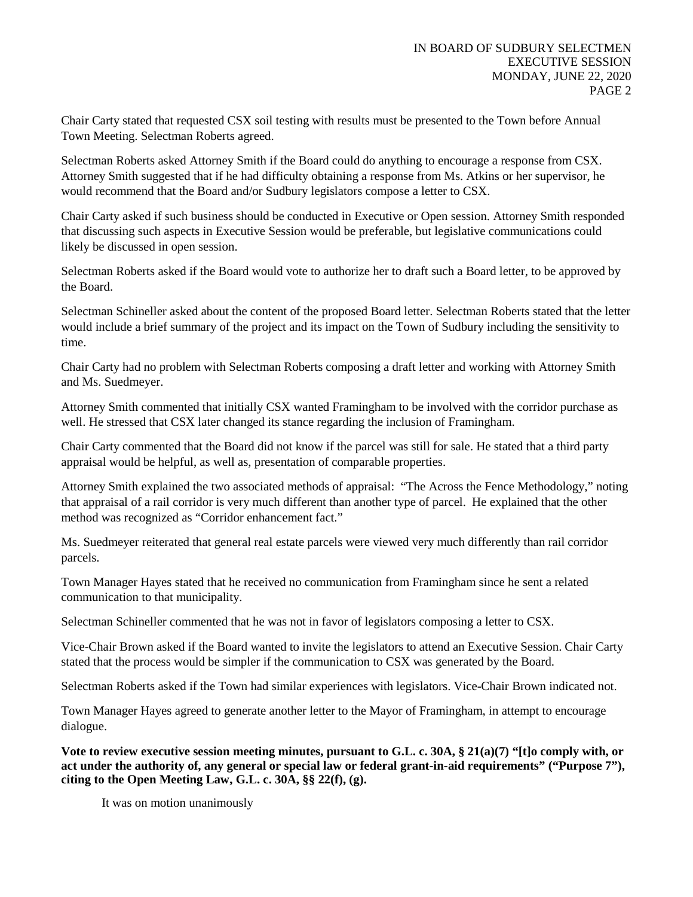Chair Carty stated that requested CSX soil testing with results must be presented to the Town before Annual Town Meeting. Selectman Roberts agreed.

Selectman Roberts asked Attorney Smith if the Board could do anything to encourage a response from CSX. Attorney Smith suggested that if he had difficulty obtaining a response from Ms. Atkins or her supervisor, he would recommend that the Board and/or Sudbury legislators compose a letter to CSX.

Chair Carty asked if such business should be conducted in Executive or Open session. Attorney Smith responded that discussing such aspects in Executive Session would be preferable, but legislative communications could likely be discussed in open session.

Selectman Roberts asked if the Board would vote to authorize her to draft such a Board letter, to be approved by the Board.

Selectman Schineller asked about the content of the proposed Board letter. Selectman Roberts stated that the letter would include a brief summary of the project and its impact on the Town of Sudbury including the sensitivity to time.

Chair Carty had no problem with Selectman Roberts composing a draft letter and working with Attorney Smith and Ms. Suedmeyer.

Attorney Smith commented that initially CSX wanted Framingham to be involved with the corridor purchase as well. He stressed that CSX later changed its stance regarding the inclusion of Framingham.

Chair Carty commented that the Board did not know if the parcel was still for sale. He stated that a third party appraisal would be helpful, as well as, presentation of comparable properties.

Attorney Smith explained the two associated methods of appraisal: "The Across the Fence Methodology," noting that appraisal of a rail corridor is very much different than another type of parcel. He explained that the other method was recognized as "Corridor enhancement fact."

Ms. Suedmeyer reiterated that general real estate parcels were viewed very much differently than rail corridor parcels.

Town Manager Hayes stated that he received no communication from Framingham since he sent a related communication to that municipality.

Selectman Schineller commented that he was not in favor of legislators composing a letter to CSX.

Vice-Chair Brown asked if the Board wanted to invite the legislators to attend an Executive Session. Chair Carty stated that the process would be simpler if the communication to CSX was generated by the Board.

Selectman Roberts asked if the Town had similar experiences with legislators. Vice-Chair Brown indicated not.

Town Manager Hayes agreed to generate another letter to the Mayor of Framingham, in attempt to encourage dialogue.

**Vote to review executive session meeting minutes, pursuant to G.L. c. 30A, § 21(a)(7) "[t]o comply with, or act under the authority of, any general or special law or federal grant-in-aid requirements" ("Purpose 7"), citing to the Open Meeting Law, G.L. c. 30A, §§ 22(f), (g).**

It was on motion unanimously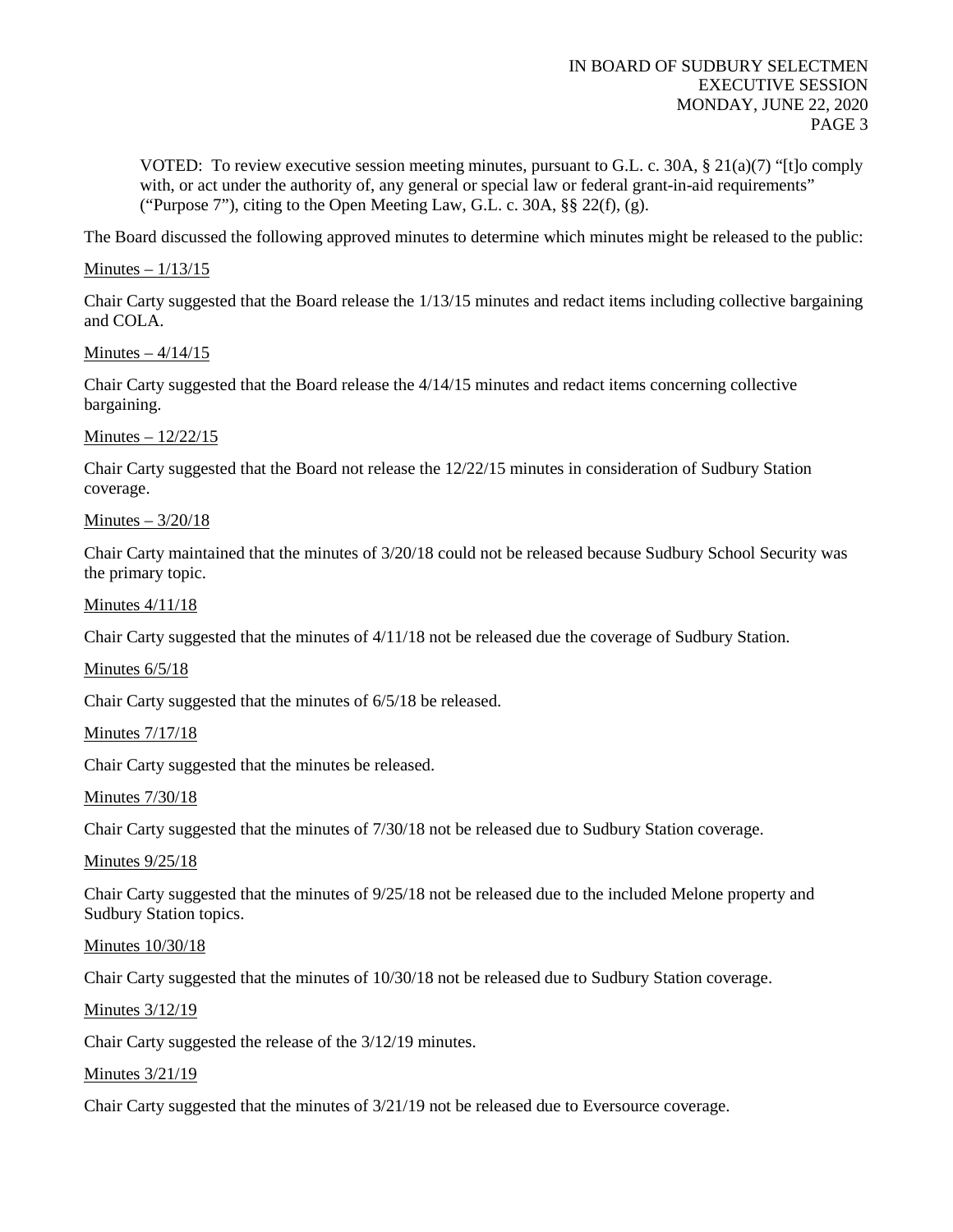VOTED: To review executive session meeting minutes, pursuant to G.L. c. 30A, § 21(a)(7) "[t]o comply with, or act under the authority of, any general or special law or federal grant-in-aid requirements" ("Purpose 7"), citing to the Open Meeting Law, G.L. c. 30A, §§ 22(f), (g).

The Board discussed the following approved minutes to determine which minutes might be released to the public:

Minutes – 1/13/15

Chair Carty suggested that the Board release the 1/13/15 minutes and redact items including collective bargaining and COLA.

Minutes – 4/14/15

Chair Carty suggested that the Board release the 4/14/15 minutes and redact items concerning collective bargaining.

Minutes – 12/22/15

Chair Carty suggested that the Board not release the 12/22/15 minutes in consideration of Sudbury Station coverage.

Minutes – 3/20/18

Chair Carty maintained that the minutes of 3/20/18 could not be released because Sudbury School Security was the primary topic.

Minutes 4/11/18

Chair Carty suggested that the minutes of 4/11/18 not be released due the coverage of Sudbury Station.

Minutes 6/5/18

Chair Carty suggested that the minutes of 6/5/18 be released.

Minutes 7/17/18

Chair Carty suggested that the minutes be released.

Minutes 7/30/18

Chair Carty suggested that the minutes of 7/30/18 not be released due to Sudbury Station coverage.

Minutes 9/25/18

Chair Carty suggested that the minutes of 9/25/18 not be released due to the included Melone property and Sudbury Station topics.

Minutes 10/30/18

Chair Carty suggested that the minutes of 10/30/18 not be released due to Sudbury Station coverage.

Minutes 3/12/19

Chair Carty suggested the release of the 3/12/19 minutes.

Minutes 3/21/19

Chair Carty suggested that the minutes of 3/21/19 not be released due to Eversource coverage.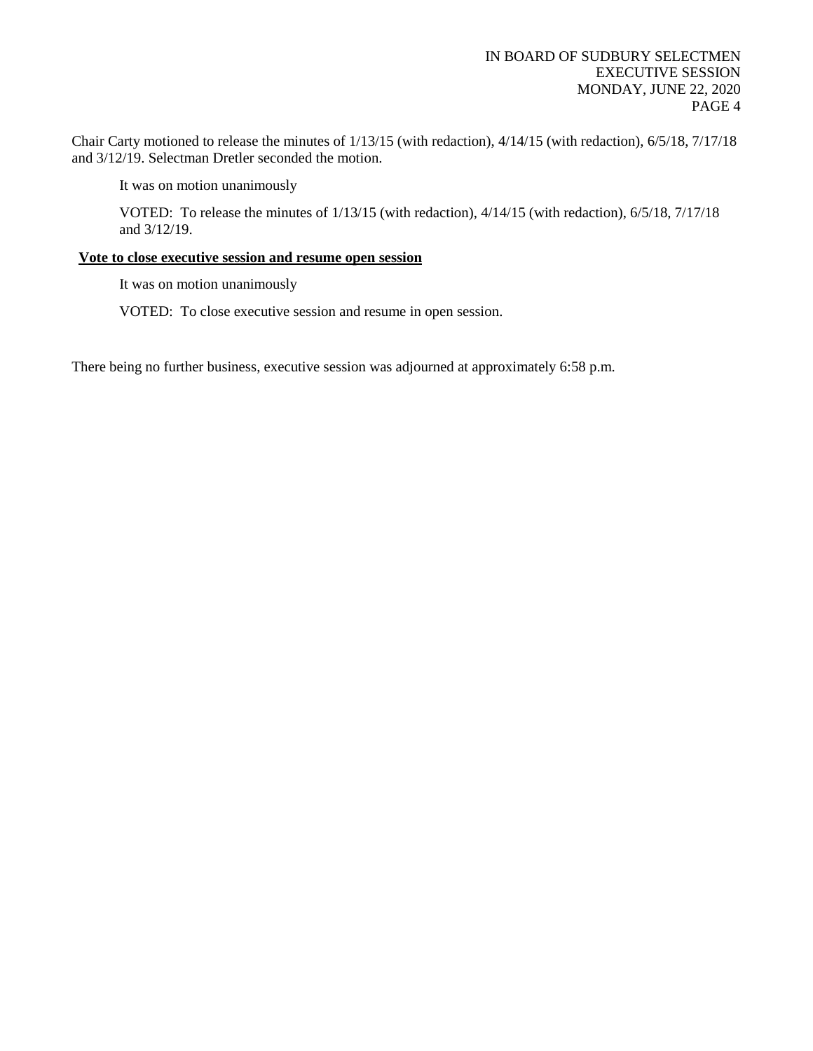Chair Carty motioned to release the minutes of 1/13/15 (with redaction), 4/14/15 (with redaction), 6/5/18, 7/17/18 and 3/12/19. Selectman Dretler seconded the motion.

It was on motion unanimously

VOTED: To release the minutes of 1/13/15 (with redaction), 4/14/15 (with redaction), 6/5/18, 7/17/18 and 3/12/19.

**Vote to close executive session and resume open session**

It was on motion unanimously

VOTED: To close executive session and resume in open session.

There being no further business, executive session was adjourned at approximately 6:58 p.m.